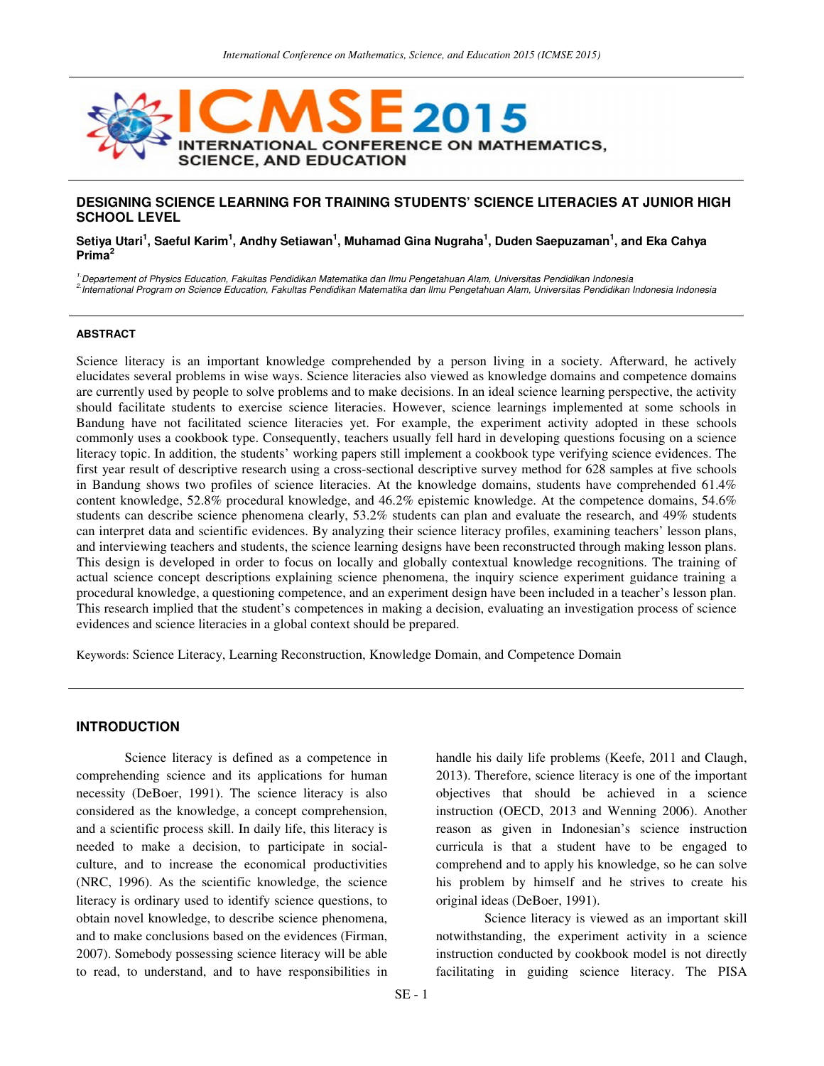## DESIGNING SCIENCE LEARNING FOR TRAINING STUDENTS' SCIENCE LITERACIES AT JUNIOR HIGH SCHOOL LEVEL

**Setiya Utari[1], Saeful Karim[1], Andhy Setiawan[1], Muhamad Gina Nugraha[1], Duden Saepuzaman[1], and Eka Cahya Prima[2]**

*[1] Departement of Physics Education, Fakultas Pendidikan Matematika dan Ilmu Pengetahuan Alam, Universitas Pendidikan Indonesia*
*[2] International Program on Science Education, Fakultas Pendidikan Matematika dan Ilmu Pengetahuan Alam, Universitas Pendidikan Indonesia Indonesia*

### ABSTRACT

Science literacy is an important knowledge comprehended by a person living in a society. Afterward, he actively elucidates several problems in wise ways. Science literacies also viewed as knowledge domains and competence domains are currently used by people to solve problems and to make decisions. In an ideal science learning perspective, the activity should facilitate students to exercise science literacies. However, science learnings implemented at some schools in Bandung have not facilitated science literacies yet. For example, the experiment activity adopted in these schools commonly uses a cookbook type. Consequently, teachers usually fell hard in developing questions focusing on a science literacy topic. In addition, the students' working papers still implement a cookbook type verifying science evidences. The first year result of descriptive research using a cross-sectional descriptive survey method for 628 samples at five schools in Bandung shows two profiles of science literacies. At the knowledge domains, students have comprehended 61.4% content knowledge, 52.8% procedural knowledge, and 46.2% epistemic knowledge. At the competence domains, 54.6% students can describe science phenomena clearly, 53.2% students can plan and evaluate the research, and 49% students can interpret data and scientific evidences. By analyzing their science literacy profiles, examining teachers' lesson plans, and interviewing teachers and students, the science learning designs have been reconstructed through making lesson plans. This design is developed in order to focus on locally and globally contextual knowledge recognitions. The training of actual science concept descriptions explaining science phenomena, the inquiry science experiment guidance training a procedural knowledge, a questioning competence, and an experiment design have been included in a teacher's lesson plan. This research implied that the student's competences in making a decision, evaluating an investigation process of science evidences and science literacies in a global context should be prepared.

Keywords: Science Literacy, Learning Reconstruction, Knowledge Domain, and Competence Domain

### INTRODUCTION

Science literacy is defined as a competence in comprehending science and its applications for human necessity (DeBoer, 1991). The science literacy is also considered as the knowledge, a concept comprehension, and a scientific process skill. In daily life, this literacy is needed to make a decision, to participate in social-culture, and to increase the economical productivities (NRC, 1996). As the scientific knowledge, the science literacy is ordinary used to identify science questions, to obtain novel knowledge, to describe science phenomena, and to make conclusions based on the evidences (Firman, 2007). Somebody possessing science literacy will be able to read, to understand, and to have responsibilities in handle his daily life problems (Keefe, 2011 and Claugh, 2013). Therefore, science literacy is one of the important objectives that should be achieved in a science instruction (OECD, 2013 and Wenning 2006). Another reason as given in Indonesian's science instruction curricula is that a student have to be engaged to comprehend and to apply his knowledge, so he can solve his problem by himself and he strives to create his original ideas (DeBoer, 1991).

Science literacy is viewed as an important skill notwithstanding, the experiment activity in a science instruction conducted by cookbook model is not directly facilitating in guiding science literacy. The PISA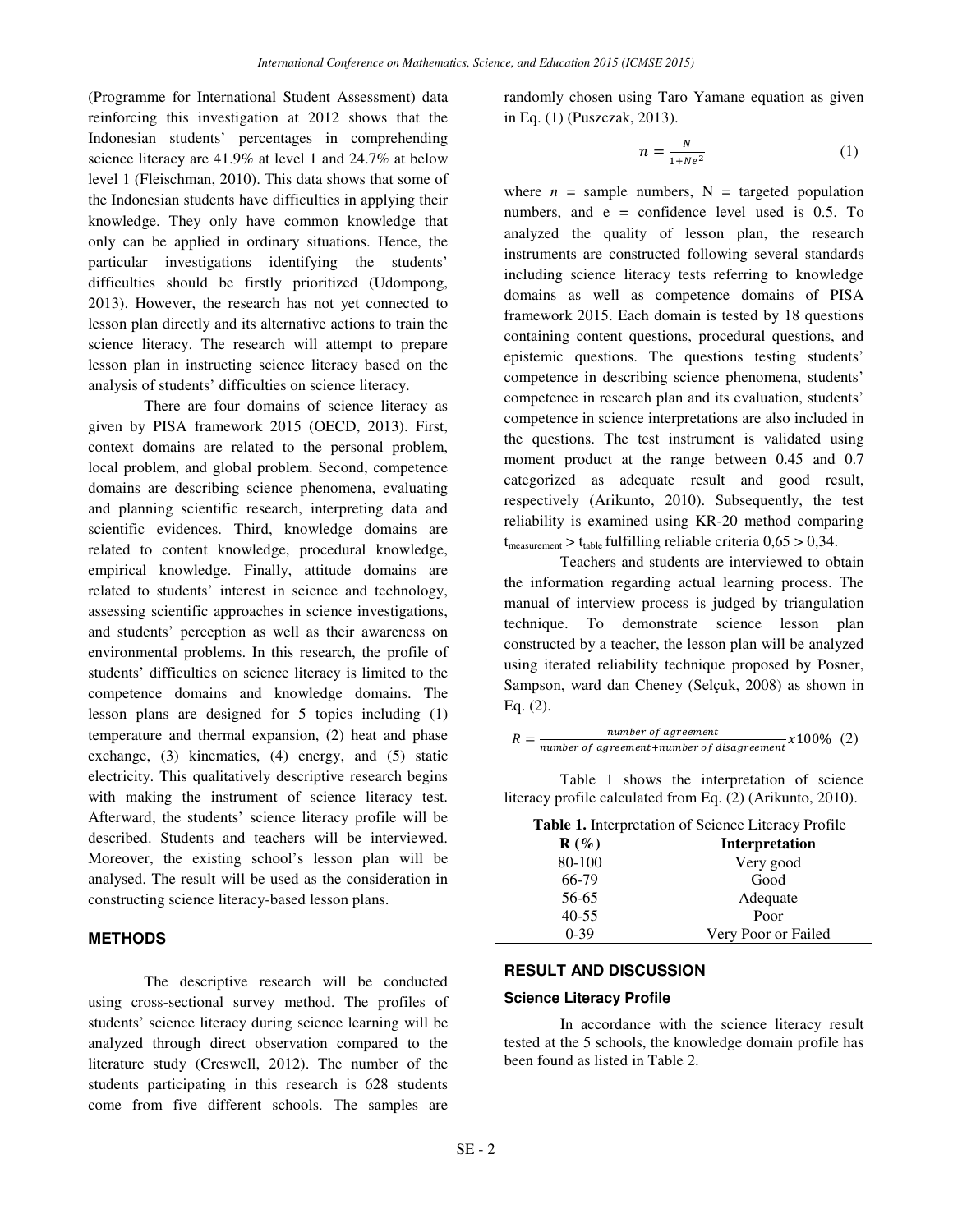(Programme for International Student Assessment) data reinforcing this investigation at 2012 shows that the Indonesian students' percentages in comprehending science literacy are 41.9% at level 1 and 24.7% at below level 1 (Fleischman, 2010). This data shows that some of the Indonesian students have difficulties in applying their knowledge. They only have common knowledge that only can be applied in ordinary situations. Hence, the particular investigations identifying the students' difficulties should be firstly prioritized (Udompong, 2013). However, the research has not yet connected to lesson plan directly and its alternative actions to train the science literacy. The research will attempt to prepare lesson plan in instructing science literacy based on the analysis of students' difficulties on science literacy.

There are four domains of science literacy as given by PISA framework 2015 (OECD, 2013). First, context domains are related to the personal problem, local problem, and global problem. Second, competence domains are describing science phenomena, evaluating and planning scientific research, interpreting data and scientific evidences. Third, knowledge domains are related to content knowledge, procedural knowledge, empirical knowledge. Finally, attitude domains are related to students' interest in science and technology, assessing scientific approaches in science investigations, and students' perception as well as their awareness on environmental problems. In this research, the profile of students' difficulties on science literacy is limited to the competence domains and knowledge domains. The lesson plans are designed for 5 topics including (1) temperature and thermal expansion, (2) heat and phase exchange, (3) kinematics, (4) energy, and (5) static electricity. This qualitatively descriptive research begins with making the instrument of science literacy test. Afterward, the students' science literacy profile will be described. Students and teachers will be interviewed. Moreover, the existing school's lesson plan will be analysed. The result will be used as the consideration in constructing science literacy-based lesson plans.

## METHODS

The descriptive research will be conducted using cross-sectional survey method. The profiles of students' science literacy during science learning will be analyzed through direct observation compared to the literature study (Creswell, 2012). The number of the students participating in this research is 628 students come from five different schools. The samples are randomly chosen using Taro Yamane equation as given in Eq. (1) (Puszczak, 2013).

$$n = \frac{N}{1+Ne^2} \qquad (1)$$

where $n$ = sample numbers, N = targeted population numbers, and e = confidence level used is 0.5. To analyzed the quality of lesson plan, the research instruments are constructed following several standards including science literacy tests referring to knowledge domains as well as competence domains of PISA framework 2015. Each domain is tested by 18 questions containing content questions, procedural questions, and epistemic questions. The questions testing students' competence in describing science phenomena, students' competence in research plan and its evaluation, students' competence in science interpretations are also included in the questions. The test instrument is validated using moment product at the range between 0.45 and 0.7 categorized as adequate result and good result, respectively (Arikunto, 2010). Subsequently, the test reliability is examined using KR-20 method comparing $t_{measurement} > t_{table}$ fulfilling reliable criteria 0,65 > 0,34.

Teachers and students are interviewed to obtain the information regarding actual learning process. The manual of interview process is judged by triangulation technique. To demonstrate science lesson plan constructed by a teacher, the lesson plan will be analyzed using iterated reliability technique proposed by Posner, Sampson, ward dan Cheney (Selçuk, 2008) as shown in Eq. (2).

$$R = \frac{number\ of\ agreement}{number\ of\ agreement + number\ of\ disagreement} x100\% \qquad (2)$$

Table 1 shows the interpretation of science literacy profile calculated from Eq. (2) (Arikunto, 2010).

**Table 1.** Interpretation of Science Literacy Profile

| R (%) | Interpretation |
|---|---|
| 80-100 | Very good |
| 66-79 | Good |
| 56-65 | Adequate |
| 40-55 | Poor |
| 0-39 | Very Poor or Failed |

## RESULT AND DISCUSSION

### Science Literacy Profile

In accordance with the science literacy result tested at the 5 schools, the knowledge domain profile has been found as listed in Table 2.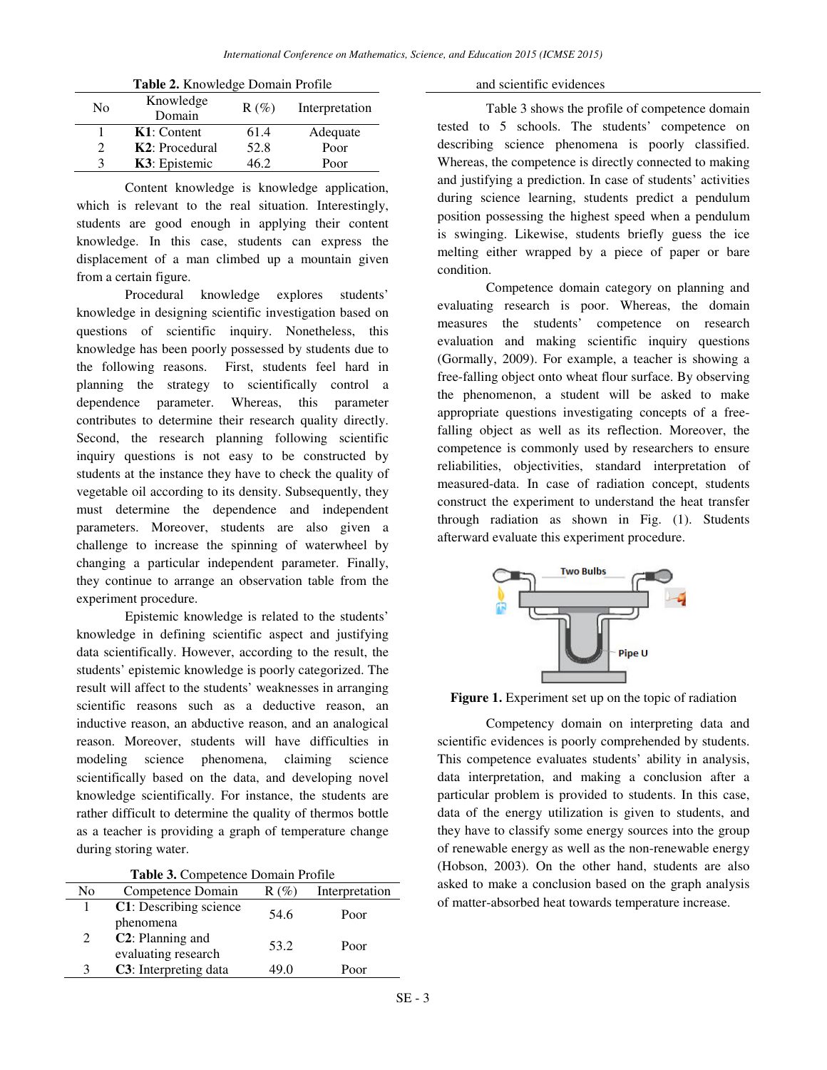**Table 2.** Knowledge Domain Profile

| No | Knowledge Domain | R (%) | Interpretation |
|---|---|---|---|
| 1 | **K1**: Content | 61.4 | Adequate |
| 2 | **K2**: Procedural | 52.8 | Poor |
| 3 | **K3**: Epistemic | 46.2 | Poor |

Content knowledge is knowledge application, which is relevant to the real situation. Interestingly, students are good enough in applying their content knowledge. In this case, students can express the displacement of a man climbed up a mountain given from a certain figure.

Procedural knowledge explores students' knowledge in designing scientific investigation based on questions of scientific inquiry. Nonetheless, this knowledge has been poorly possessed by students due to the following reasons. First, students feel hard in planning the strategy to scientifically control a dependence parameter. Whereas, this parameter contributes to determine their research quality directly. Second, the research planning following scientific inquiry questions is not easy to be constructed by students at the instance they have to check the quality of vegetable oil according to its density. Subsequently, they must determine the dependence and independent parameters. Moreover, students are also given a challenge to increase the spinning of waterwheel by changing a particular independent parameter. Finally, they continue to arrange an observation table from the experiment procedure.

Epistemic knowledge is related to the students' knowledge in defining scientific aspect and justifying data scientifically. However, according to the result, the students' epistemic knowledge is poorly categorized. The result will affect to the students' weaknesses in arranging scientific reasons such as a deductive reason, an inductive reason, an abductive reason, and an analogical reason. Moreover, students will have difficulties in modeling science phenomena, claiming science scientifically based on the data, and developing novel knowledge scientifically. For instance, the students are rather difficult to determine the quality of thermos bottle as a teacher is providing a graph of temperature change during storing water.

**Table 3.** Competence Domain Profile

| No | Competence Domain | R (%) | Interpretation |
|---|---|---|---|
| 1 | **C1**: Describing science phenomena | 54.6 | Poor |
| 2 | **C2**: Planning and evaluating research | 53.2 | Poor |
| 3 | **C3**: Interpreting data and scientific evidences | 49.0 | Poor |

Table 3 shows the profile of competence domain tested to 5 schools. The students' competence on describing science phenomena is poorly classified. Whereas, the competence is directly connected to making and justifying a prediction. In case of students' activities during science learning, students predict a pendulum position possessing the highest speed when a pendulum is swinging. Likewise, students briefly guess the ice melting either wrapped by a piece of paper or bare condition.

Competence domain category on planning and evaluating research is poor. Whereas, the domain measures the students' competence on research evaluation and making scientific inquiry questions (Gormally, 2009). For example, a teacher is showing a free-falling object onto wheat flour surface. By observing the phenomenon, a student will be asked to make appropriate questions investigating concepts of a free-falling object as well as its reflection. Moreover, the competence is commonly used by researchers to ensure reliabilities, objectivities, standard interpretation of measured-data. In case of radiation concept, students construct the experiment to understand the heat transfer through radiation as shown in Fig. (1). Students afterward evaluate this experiment procedure.

**Figure 1.** Experiment set up on the topic of radiation

Competency domain on interpreting data and scientific evidences is poorly comprehended by students. This competence evaluates students' ability in analysis, data interpretation, and making a conclusion after a particular problem is provided to students. In this case, data of the energy utilization is given to students, and they have to classify some energy sources into the group of renewable energy as well as the non-renewable energy (Hobson, 2003). On the other hand, students are also asked to make a conclusion based on the graph analysis of matter-absorbed heat towards temperature increase.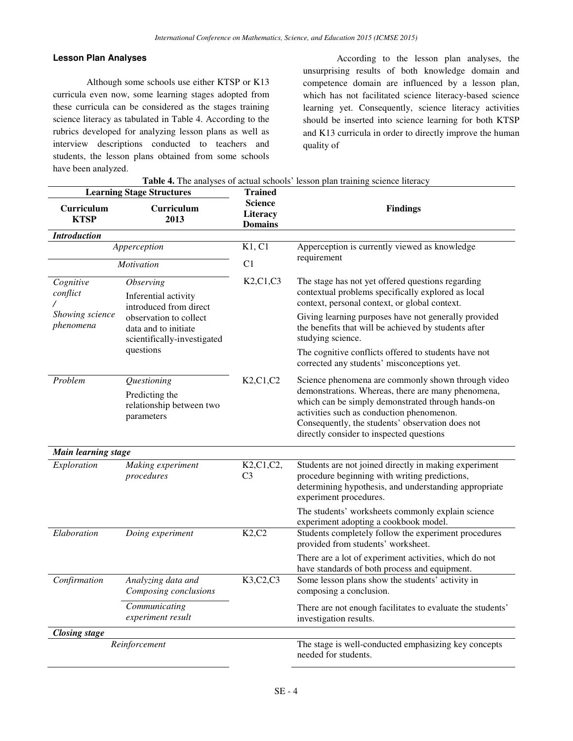### Lesson Plan Analyses

Although some schools use either KTSP or K13 curricula even now, some learning stages adopted from these curricula can be considered as the stages training science literacy as tabulated in Table 4. According to the rubrics developed for analyzing lesson plans as well as interview descriptions conducted to teachers and students, the lesson plans obtained from some schools have been analyzed.

According to the lesson plan analyses, the unsurprising results of both knowledge domain and competence domain are influenced by a lesson plan, which has not facilitated science literacy-based science learning yet. Consequently, science literacy activities should be inserted into science learning for both KTSP and K13 curricula in order to directly improve the human quality of

**Table 4.** The analyses of actual schools' lesson plan training science literacy

| Learning Stage Structures | | Trained Science Literacy Domains | Findings |
|---|---|---|---|
| **Curriculum KTSP** | **Curriculum 2013** | | |
| ***Introduction*** | | | |
| *Apperception* | | K1, C1 | Apperception is currently viewed as knowledge requirement |
| *Motivation* | | C1 | |
| *Cognitive conflict / Showing science phenomena* | *Observing* Inferential activity introduced from direct observation to collect data and to initiate scientifically-investigated questions | K2,C1,C3 | The stage has not yet offered questions regarding contextual problems specifically explored as local context, personal context, or global context. Giving learning purposes have not generally provided the benefits that will be achieved by students after studying science. The cognitive conflicts offered to students have not corrected any students' misconceptions yet. |
| *Problem* | *Questioning* Predicting the relationship between two parameters | K2,C1,C2 | Science phenomena are commonly shown through video demonstrations. Whereas, there are many phenomena, which can be simply demonstrated through hands-on activities such as conduction phenomenon. Consequently, the students' observation does not directly consider to inspected questions |
| ***Main learning stage*** | | | |
| *Exploration* | *Making experiment procedures* | K2,C1,C2, C3 | Students are not joined directly in making experiment procedure beginning with writing predictions, determining hypothesis, and understanding appropriate experiment procedures. The students' worksheets commonly explain science experiment adopting a cookbook model. |
| *Elaboration* | *Doing experiment* | K2,C2 | Students completely follow the experiment procedures provided from students' worksheet. There are a lot of experiment activities, which do not have standards of both process and equipment. |
| *Confirmation* | *Analyzing data and Composing conclusions* | K3,C2,C3 | Some lesson plans show the students' activity in composing a conclusion. |
| | *Communicating experiment result* | | There are not enough facilitates to evaluate the students' investigation results. |
| ***Closing stage*** | | | |
| *Reinforcement* | | | The stage is well-conducted emphasizing key concepts needed for students. |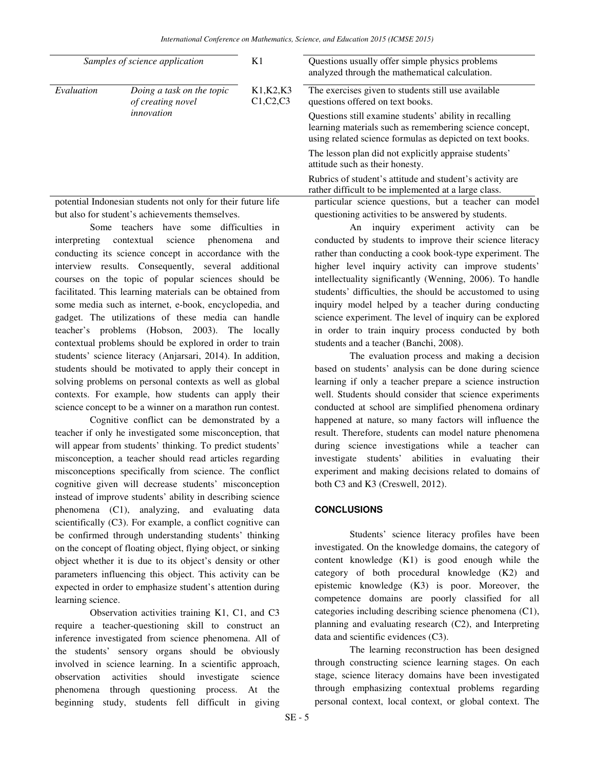| | | | |
|---|---|---|---|
| *Samples of science application* | | K1 | Questions usually offer simple physics problems analyzed through the mathematical calculation. |
| *Evaluation* | *Doing a task on the topic of creating novel innovation* | K1,K2,K3 C1,C2,C3 | The exercises given to students still use available questions offered on text books.<br>Questions still examine students' ability in recalling learning materials such as remembering science concept, using related science formulas as depicted on text books.<br>The lesson plan did not explicitly appraise students' attitude such as their honesty.<br>Rubrics of student's attitude and student's activity are rather difficult to be implemented at a large class. |

potential Indonesian students not only for their future life but also for student's achievements themselves.

Some teachers have some difficulties in interpreting contextual science phenomena and conducting its science concept in accordance with the interview results. Consequently, several additional courses on the topic of popular sciences should be facilitated. This learning materials can be obtained from some media such as internet, e-book, encyclopedia, and gadget. The utilizations of these media can handle teacher's problems (Hobson, 2003). The locally contextual problems should be explored in order to train students' science literacy (Anjarsari, 2014). In addition, students should be motivated to apply their concept in solving problems on personal contexts as well as global contexts. For example, how students can apply their science concept to be a winner on a marathon run contest.

Cognitive conflict can be demonstrated by a teacher if only he investigated some misconception, that will appear from students' thinking. To predict students' misconception, a teacher should read articles regarding misconceptions specifically from science. The conflict cognitive given will decrease students' misconception instead of improve students' ability in describing science phenomena (C1), analyzing, and evaluating data scientifically (C3). For example, a conflict cognitive can be confirmed through understanding students' thinking on the concept of floating object, flying object, or sinking object whether it is due to its object's density or other parameters influencing this object. This activity can be expected in order to emphasize student's attention during learning science.

Observation activities training K1, C1, and C3 require a teacher-questioning skill to construct an inference investigated from science phenomena. All of the students' sensory organs should be obviously involved in science learning. In a scientific approach, observation activities should investigate science phenomena through questioning process. At the beginning study, students fell difficult in giving particular science questions, but a teacher can model questioning activities to be answered by students.

An inquiry experiment activity can be conducted by students to improve their science literacy rather than conducting a cook book-type experiment. The higher level inquiry activity can improve students' intellectuality significantly (Wenning, 2006). To handle students' difficulties, the should be accustomed to using inquiry model helped by a teacher during conducting science experiment. The level of inquiry can be explored in order to train inquiry process conducted by both students and a teacher (Banchi, 2008).

The evaluation process and making a decision based on students' analysis can be done during science learning if only a teacher prepare a science instruction well. Students should consider that science experiments conducted at school are simplified phenomena ordinary happened at nature, so many factors will influence the result. Therefore, students can model nature phenomena during science investigations while a teacher can investigate students' abilities in evaluating their experiment and making decisions related to domains of both C3 and K3 (Creswell, 2012).

## CONCLUSIONS

Students' science literacy profiles have been investigated. On the knowledge domains, the category of content knowledge (K1) is good enough while the category of both procedural knowledge (K2) and epistemic knowledge (K3) is poor. Moreover, the competence domains are poorly classified for all categories including describing science phenomena (C1), planning and evaluating research (C2), and Interpreting data and scientific evidences (C3).

The learning reconstruction has been designed through constructing science learning stages. On each stage, science literacy domains have been investigated through emphasizing contextual problems regarding personal context, local context, or global context. The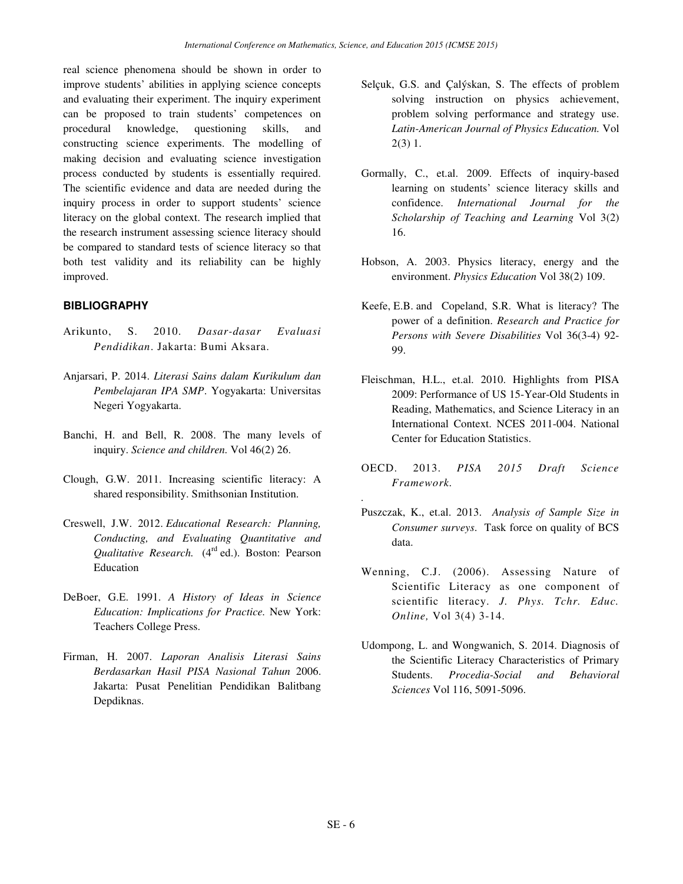real science phenomena should be shown in order to improve students' abilities in applying science concepts and evaluating their experiment. The inquiry experiment can be proposed to train students' competences on procedural knowledge, questioning skills, and constructing science experiments. The modelling of making decision and evaluating science investigation process conducted by students is essentially required. The scientific evidence and data are needed during the inquiry process in order to support students' science literacy on the global context. The research implied that the research instrument assessing science literacy should be compared to standard tests of science literacy so that both test validity and its reliability can be highly improved.

## BIBLIOGRAPHY

Arikunto, S. 2010. *Dasar-dasar Evaluasi Pendidikan*. Jakarta: Bumi Aksara.

Anjarsari, P. 2014. *Literasi Sains dalam Kurikulum dan Pembelajaran IPA SMP*. Yogyakarta: Universitas Negeri Yogyakarta.

Banchi, H. and Bell, R. 2008. The many levels of inquiry. *Science and children.* Vol 46(2) 26.

Clough, G.W. 2011. Increasing scientific literacy: A shared responsibility. Smithsonian Institution.

Creswell, J.W. 2012. *Educational Research: Planning, Conducting, and Evaluating Quantitative and Qualitative Research.* (4rd ed.). Boston: Pearson Education

DeBoer, G.E. 1991. *A History of Ideas in Science Education: Implications for Practice.* New York: Teachers College Press.

Firman, H. 2007. *Laporan Analisis Literasi Sains Berdasarkan Hasil PISA Nasional Tahun* 2006. Jakarta: Pusat Penelitian Pendidikan Balitbang Depdiknas.

Selçuk, G.S. and Çalýskan, S. The effects of problem solving instruction on physics achievement, problem solving performance and strategy use. *Latin-American Journal of Physics Education.* Vol 2(3) 1.

Gormally, C., et.al. 2009. Effects of inquiry-based learning on students' science literacy skills and confidence. *International Journal for the Scholarship of Teaching and Learning* Vol 3(2) 16.

Hobson, A. 2003. Physics literacy, energy and the environment. *Physics Education* Vol 38(2) 109.

Keefe, E.B. and Copeland, S.R. What is literacy? The power of a definition. *Research and Practice for Persons with Severe Disabilities* Vol 36(3-4) 92-99.

Fleischman, H.L., et.al. 2010. Highlights from PISA 2009: Performance of US 15-Year-Old Students in Reading, Mathematics, and Science Literacy in an International Context. NCES 2011-004. National Center for Education Statistics.

OECD. 2013. *PISA 2015 Draft Science Framework.*

Puszczak, K., et.al. 2013. *Analysis of Sample Size in Consumer surveys.* Task force on quality of BCS data.

Wenning, C.J. (2006). Assessing Nature of Scientific Literacy as one component of scientific literacy. *J. Phys. Tchr. Educ. Online,* Vol 3(4) 3-14.

Udompong, L. and Wongwanich, S. 2014. Diagnosis of the Scientific Literacy Characteristics of Primary Students. *Procedia-Social and Behavioral Sciences* Vol 116, 5091-5096.